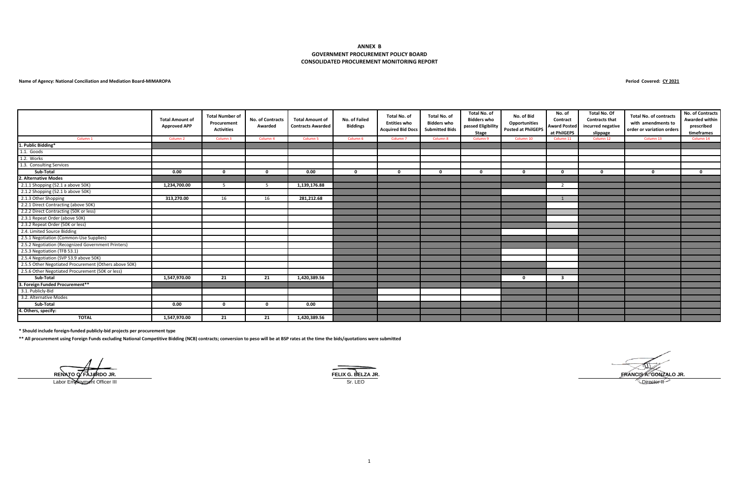# ANNEX B
## GOVERNMENT PROCUREMENT POLICY BOARD
## CONSOLIDATED PROCUREMENT MONITORING REPORT

**Name of Agency: National Conciliation and Mediation Board-MIMAROPA**

**Period Covered: CY 2021**

| | Total Amount of Approved APP | Total Number of Procurement Activities | No. of Contracts Awarded | Total Amount of Contracts Awarded | No. of Failed Biddings | Total No. of Entities who Acquired Bid Docs | Total No. of Bidders who Submitted Bids | Total No. of Bidders who passed Eligibility Stage | No. of Bid Opportunities Posted at PhilGEPS | No. of Contract Award Posted at PhilGEPS | Total No. Of Contracts that incurred negative slippage | Total No. of contracts with amendments to order or variation orders | No. of Contracts Awarded within prescribed timeframes |
|---|---|---|---|---|---|---|---|---|---|---|---|---|---|
| Column 1 | Column 2 | Column 3 | Column 4 | Column 5 | Column 6 | Column 7 | Column 8 | Column 9 | Column 10 | Column 11 | Column 12 | Column 13 | Column 14 |
| **1. Public Bidding*** | | | | | | | | | | | | | |
| 1.1. Goods | | | | | | | | | | | | | |
| 1.2. Works | | | | | | | | | | | | | |
| 1.3. Consulting Services | | | | | | | | | | | | | |
| **Sub-Total** | **0.00** | **0** | **0** | **0.00** | **0** | **0** | **0** | **0** | **0** | **0** | **0** | **0** | **0** |
| **2. Alternative Modes** | | | | | | | | | | | | | |
| 2.1.1 Shopping (52.1 a above 50K) | **1,234,700.00** | 5 | 5 | **1,139,176.88** | | | | | | 2 | | | |
| 2.1.2 Shopping (52.1 b above 50K) | | | | | | | | | | | | | |
| 2.1.3 Other Shopping | **313,270.00** | 16 | 16 | **281,212.68** | | | | | | 1 | | | |
| 2.2.1 Direct Contracting (above 50K) | | | | | | | | | | | | | |
| 2.2.2 Direct Contracting (50K or less) | | | | | | | | | | | | | |
| 2.3.1 Repeat Order (above 50K) | | | | | | | | | | | | | |
| 2.3.2 Repeat Order (50K or less) | | | | | | | | | | | | | |
| 2.4. Limited Source Bidding | | | | | | | | | | | | | |
| 2.5.1 Negotiation (Common-Use Supplies) | | | | | | | | | | | | | |
| 2.5.2 Negotiation (Recognized Government Printers) | | | | | | | | | | | | | |
| 2.5.3 Negotiation (TFB 53.1) | | | | | | | | | | | | | |
| 2.5.4 Negotiation (SVP 53.9 above 50K) | | | | | | | | | | | | | |
| 2.5.5 Other Negotiated Procurement (Others above 50K) | | | | | | | | | | | | | |
| 2.5.6 Other Negotiated Procurement (50K or less) | | | | | | | | | | | | | |
| **Sub-Total** | **1,547,970.00** | **21** | **21** | **1,420,389.56** | | | | | **0** | **3** | | | |
| **3. Foreign Funded Procurement**** | | | | | | | | | | | | | |
| 3.1. Publicly-Bid | | | | | | | | | | | | | |
| 3.2. Alternative Modes | | | | | | | | | | | | | |
| **Sub-Total** | **0.00** | **0** | **0** | **0.00** | | | | | | | | | |
| **4. Others, specify:** | | | | | | | | | | | | | |
| **TOTAL** | **1,547,970.00** | **21** | **21** | **1,420,389.56** | | | | | | | | | |

**\* Should include foreign-funded publicly-bid projects per procurement type**

**\*\* All procurement using Foreign Funds excluding National Competitive Bidding (NCB) contracts; conversion to peso will be at BSP rates at the time the bids/quotations were submitted**

**RENATO Q. FAJARDO JR.**
Labor Employment Officer III

**FELIX G. BELZA JR.**
Sr. LEO

**FRANCIS A. GONZALO JR.**
Director II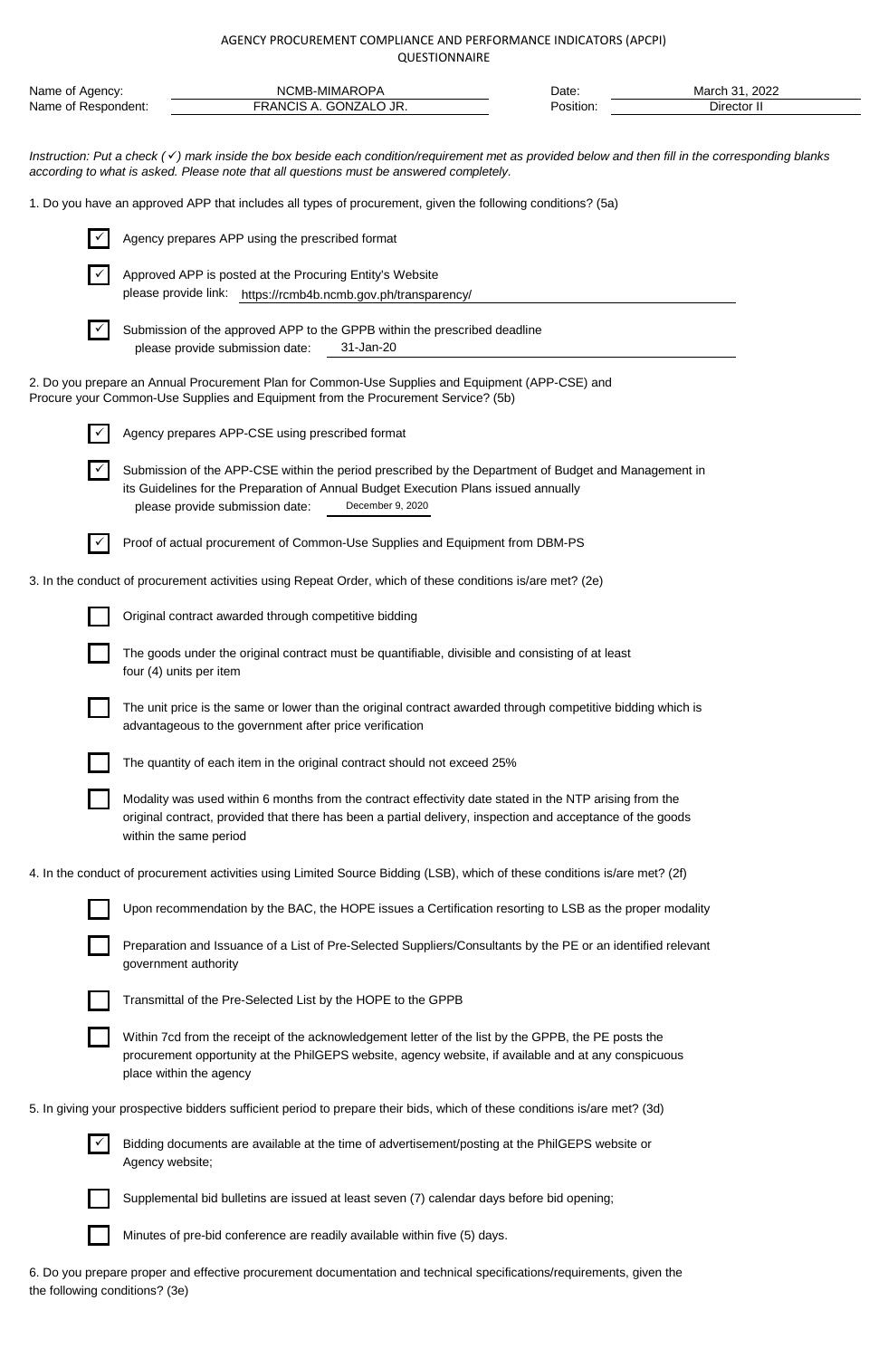AGENCY PROCUREMENT COMPLIANCE AND PERFORMANCE INDICATORS (APCPI)
QUESTIONNAIRE

| | | | |
|---|---|---|---|
| Name of Agency: | NCMB-MIMAROPA | Date: | March 31, 2022 |
| Name of Respondent: | FRANCIS A. GONZALO JR. | Position: | Director II |

*Instruction: Put a check (✓) mark inside the box beside each condition/requirement met as provided below and then fill in the corresponding blanks according to what is asked. Please note that all questions must be answered completely.*

1. Do you have an approved APP that includes all types of procurement, given the following conditions? (5a)

- [x] Agency prepares APP using the prescribed format
- [x] Approved APP is posted at the Procuring Entity's Website
  please provide link: https://rcmb4b.ncmb.gov.ph/transparency/
- [x] Submission of the approved APP to the GPPB within the prescribed deadline
  please provide submission date: 31-Jan-20

2. Do you prepare an Annual Procurement Plan for Common-Use Supplies and Equipment (APP-CSE) and Procure your Common-Use Supplies and Equipment from the Procurement Service? (5b)

- [x] Agency prepares APP-CSE using prescribed format
- [x] Submission of the APP-CSE within the period prescribed by the Department of Budget and Management in its Guidelines for the Preparation of Annual Budget Execution Plans issued annually
  please provide submission date: December 9, 2020
- [x] Proof of actual procurement of Common-Use Supplies and Equipment from DBM-PS

3. In the conduct of procurement activities using Repeat Order, which of these conditions is/are met? (2e)

- [ ] Original contract awarded through competitive bidding
- [ ] The goods under the original contract must be quantifiable, divisible and consisting of at least four (4) units per item
- [ ] The unit price is the same or lower than the original contract awarded through competitive bidding which is advantageous to the government after price verification
- [ ] The quantity of each item in the original contract should not exceed 25%
- [ ] Modality was used within 6 months from the contract effectivity date stated in the NTP arising from the original contract, provided that there has been a partial delivery, inspection and acceptance of the goods within the same period

4. In the conduct of procurement activities using Limited Source Bidding (LSB), which of these conditions is/are met? (2f)

- [ ] Upon recommendation by the BAC, the HOPE issues a Certification resorting to LSB as the proper modality
- [ ] Preparation and Issuance of a List of Pre-Selected Suppliers/Consultants by the PE or an identified relevant government authority
- [ ] Transmittal of the Pre-Selected List by the HOPE to the GPPB
- [ ] Within 7cd from the receipt of the acknowledgement letter of the list by the GPPB, the PE posts the procurement opportunity at the PhilGEPS website, agency website, if available and at any conspicuous place within the agency

5. In giving your prospective bidders sufficient period to prepare their bids, which of these conditions is/are met? (3d)

- [x] Bidding documents are available at the time of advertisement/posting at the PhilGEPS website or Agency website;
- [ ] Supplemental bid bulletins are issued at least seven (7) calendar days before bid opening;
- [ ] Minutes of pre-bid conference are readily available within five (5) days.

6. Do you prepare proper and effective procurement documentation and technical specifications/requirements, given the the following conditions? (3e)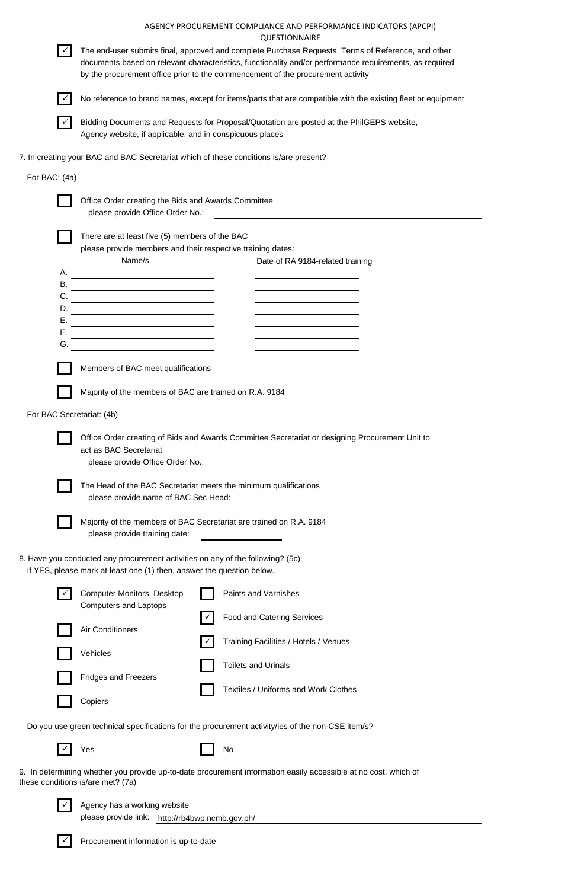AGENCY PROCUREMENT COMPLIANCE AND PERFORMANCE INDICATORS (APCPI) QUESTIONNAIRE

- [x] The end-user submits final, approved and complete Purchase Requests, Terms of Reference, and other documents based on relevant characteristics, functionality and/or performance requirements, as required by the procurement office prior to the commencement of the procurement activity
- [x] No reference to brand names, except for items/parts that are compatible with the existing fleet or equipment
- [x] Bidding Documents and Requests for Proposal/Quotation are posted at the PhilGEPS website, Agency website, if applicable, and in conspicuous places

7. In creating your BAC and BAC Secretariat which of these conditions is/are present?

For BAC: (4a)

- [ ] Office Order creating the Bids and Awards Committee
  please provide Office Order No.: \_\_\_\_\_\_\_\_\_\_
- [ ] There are at least five (5) members of the BAC
  please provide members and their respective training dates:

| | Name/s | Date of RA 9184-related training |
|---|---|---|
| A. | | |
| B. | | |
| C. | | |
| D. | | |
| E. | | |
| F. | | |
| G. | | |

- [ ] Members of BAC meet qualifications
- [ ] Majority of the members of BAC are trained on R.A. 9184

For BAC Secretariat: (4b)

- [ ] Office Order creating of Bids and Awards Committee Secretariat or designing Procurement Unit to act as BAC Secretariat
  please provide Office Order No.: \_\_\_\_\_\_\_\_\_\_
- [ ] The Head of the BAC Secretariat meets the minimum qualifications
  please provide name of BAC Sec Head: \_\_\_\_\_\_\_\_\_\_
- [ ] Majority of the members of BAC Secretariat are trained on R.A. 9184
  please provide training date: \_\_\_\_\_\_\_\_\_\_

8. Have you conducted any procurement activities on any of the following? (5c)
If YES, please mark at least one (1) then, answer the question below.

- [x] Computer Monitors, Desktop Computers and Laptops
- [ ] Air Conditioners
- [ ] Vehicles
- [ ] Fridges and Freezers
- [ ] Copiers
- [ ] Paints and Varnishes
- [x] Food and Catering Services
- [x] Training Facilities / Hotels / Venues
- [ ] Toilets and Urinals
- [ ] Textiles / Uniforms and Work Clothes

Do you use green technical specifications for the procurement activity/ies of the non-CSE item/s?

- [x] Yes
- [ ] No

9. In determining whether you provide up-to-date procurement information easily accessible at no cost, which of these conditions is/are met? (7a)

- [x] Agency has a working website
  please provide link: http://rb4bwp.ncmb.gov.ph/
- [x] Procurement information is up-to-date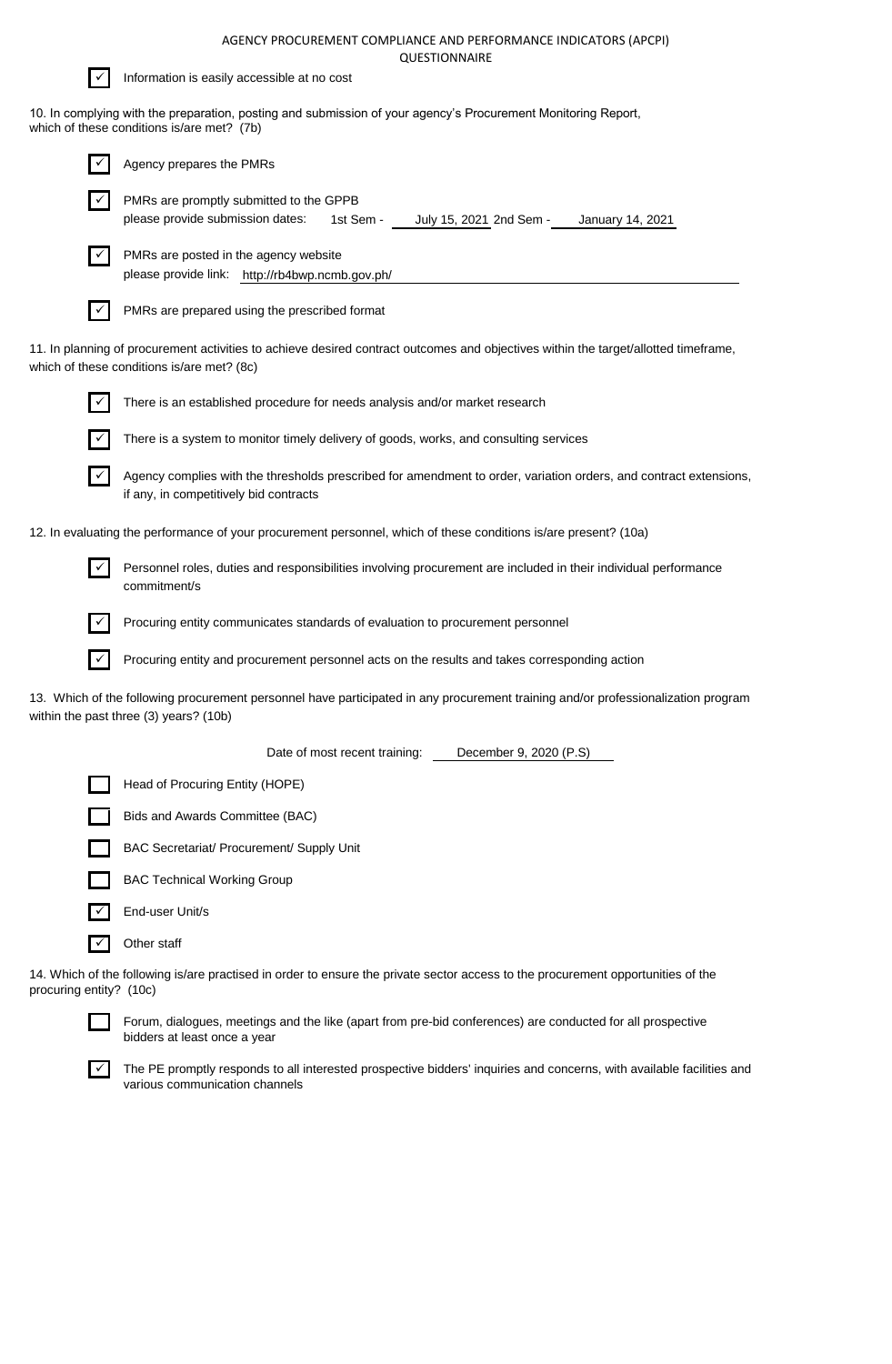AGENCY PROCUREMENT COMPLIANCE AND PERFORMANCE INDICATORS (APCPI)
QUESTIONNAIRE

- [x] Information is easily accessible at no cost

10. In complying with the preparation, posting and submission of your agency's Procurement Monitoring Report, which of these conditions is/are met? (7b)

- [x] Agency prepares the PMRs
- [x] PMRs are promptly submitted to the GPPB
  please provide submission dates: 1st Sem - July 15, 2021 2nd Sem - January 14, 2021
- [x] PMRs are posted in the agency website
  please provide link: http://rb4bwp.ncmb.gov.ph/
- [x] PMRs are prepared using the prescribed format

11. In planning of procurement activities to achieve desired contract outcomes and objectives within the target/allotted timeframe, which of these conditions is/are met? (8c)

- [x] There is an established procedure for needs analysis and/or market research
- [x] There is a system to monitor timely delivery of goods, works, and consulting services
- [x] Agency complies with the thresholds prescribed for amendment to order, variation orders, and contract extensions, if any, in competitively bid contracts

12. In evaluating the performance of your procurement personnel, which of these conditions is/are present? (10a)

- [x] Personnel roles, duties and responsibilities involving procurement are included in their individual performance commitment/s
- [x] Procuring entity communicates standards of evaluation to procurement personnel
- [x] Procuring entity and procurement personnel acts on the results and takes corresponding action

13. Which of the following procurement personnel have participated in any procurement training and/or professionalization program within the past three (3) years? (10b)

Date of most recent training: December 9, 2020 (P.S)

- [ ] Head of Procuring Entity (HOPE)
- [ ] Bids and Awards Committee (BAC)
- [ ] BAC Secretariat/ Procurement/ Supply Unit
- [ ] BAC Technical Working Group
- [x] End-user Unit/s
- [x] Other staff

14. Which of the following is/are practised in order to ensure the private sector access to the procurement opportunities of the procuring entity? (10c)

- [ ] Forum, dialogues, meetings and the like (apart from pre-bid conferences) are conducted for all prospective bidders at least once a year
- [x] The PE promptly responds to all interested prospective bidders' inquiries and concerns, with available facilities and various communication channels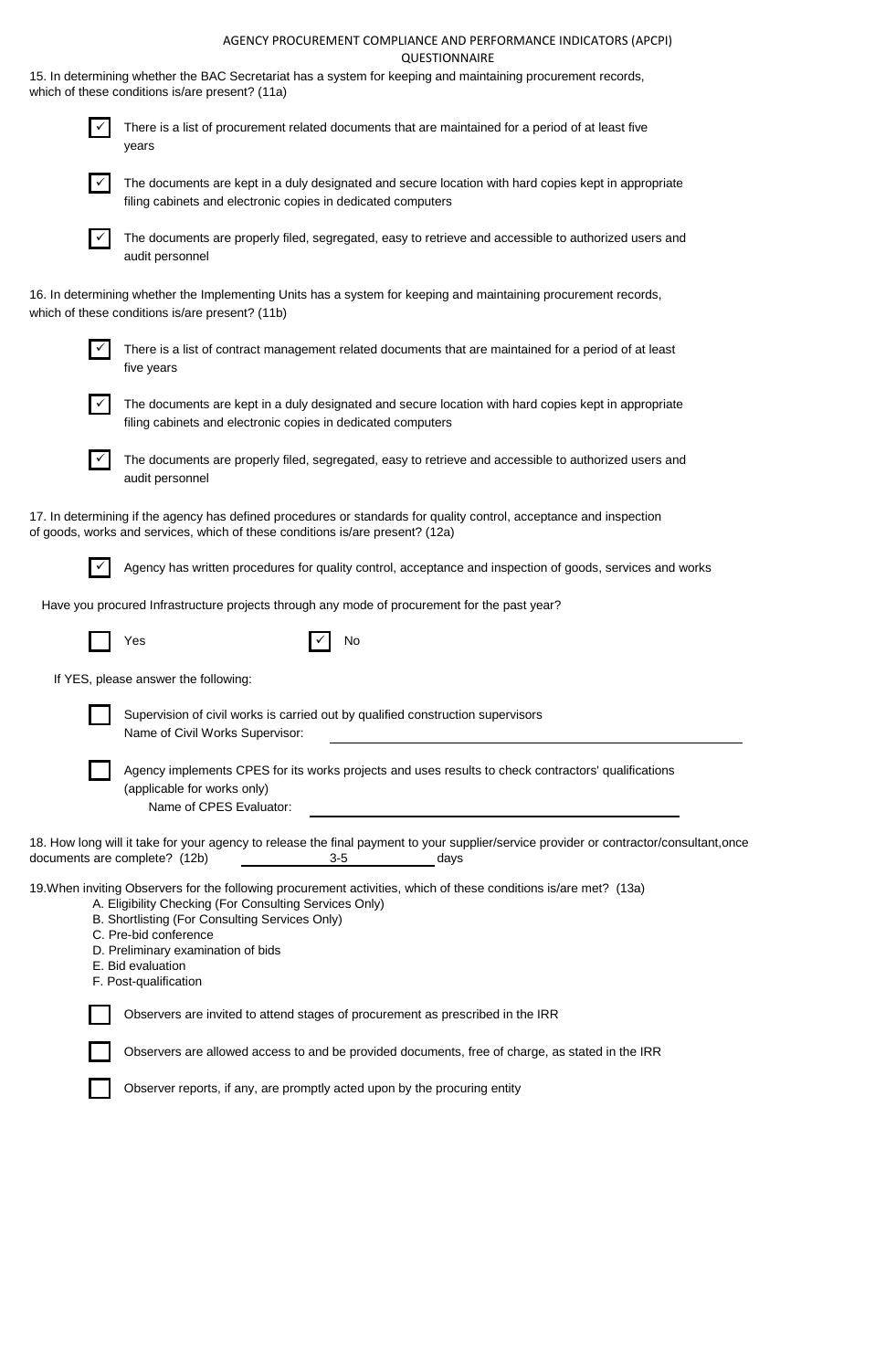AGENCY PROCUREMENT COMPLIANCE AND PERFORMANCE INDICATORS (APCPI) QUESTIONNAIRE

15. In determining whether the BAC Secretariat has a system for keeping and maintaining procurement records, which of these conditions is/are present? (11a)

- [x] There is a list of procurement related documents that are maintained for a period of at least five years
- [x] The documents are kept in a duly designated and secure location with hard copies kept in appropriate filing cabinets and electronic copies in dedicated computers
- [x] The documents are properly filed, segregated, easy to retrieve and accessible to authorized users and audit personnel

16. In determining whether the Implementing Units has a system for keeping and maintaining procurement records, which of these conditions is/are present? (11b)

- [x] There is a list of contract management related documents that are maintained for a period of at least five years
- [x] The documents are kept in a duly designated and secure location with hard copies kept in appropriate filing cabinets and electronic copies in dedicated computers
- [x] The documents are properly filed, segregated, easy to retrieve and accessible to authorized users and audit personnel

17. In determining if the agency has defined procedures or standards for quality control, acceptance and inspection of goods, works and services, which of these conditions is/are present? (12a)

- [x] Agency has written procedures for quality control, acceptance and inspection of goods, services and works

Have you procured Infrastructure projects through any mode of procurement for the past year?

- [ ] Yes
- [x] No

If YES, please answer the following:

- [ ] Supervision of civil works is carried out by qualified construction supervisors
  Name of Civil Works Supervisor: ____________________
- [ ] Agency implements CPES for its works projects and uses results to check contractors' qualifications (applicable for works only)
  Name of CPES Evaluator: ____________________

18. How long will it take for your agency to release the final payment to your supplier/service provider or contractor/consultant,once documents are complete? (12b) 3-5 days

19.When inviting Observers for the following procurement activities, which of these conditions is/are met? (13a)

A. Eligibility Checking (For Consulting Services Only)
B. Shortlisting (For Consulting Services Only)
C. Pre-bid conference
D. Preliminary examination of bids
E. Bid evaluation
F. Post-qualification

- [ ] Observers are invited to attend stages of procurement as prescribed in the IRR
- [ ] Observers are allowed access to and be provided documents, free of charge, as stated in the IRR
- [ ] Observer reports, if any, are promptly acted upon by the procuring entity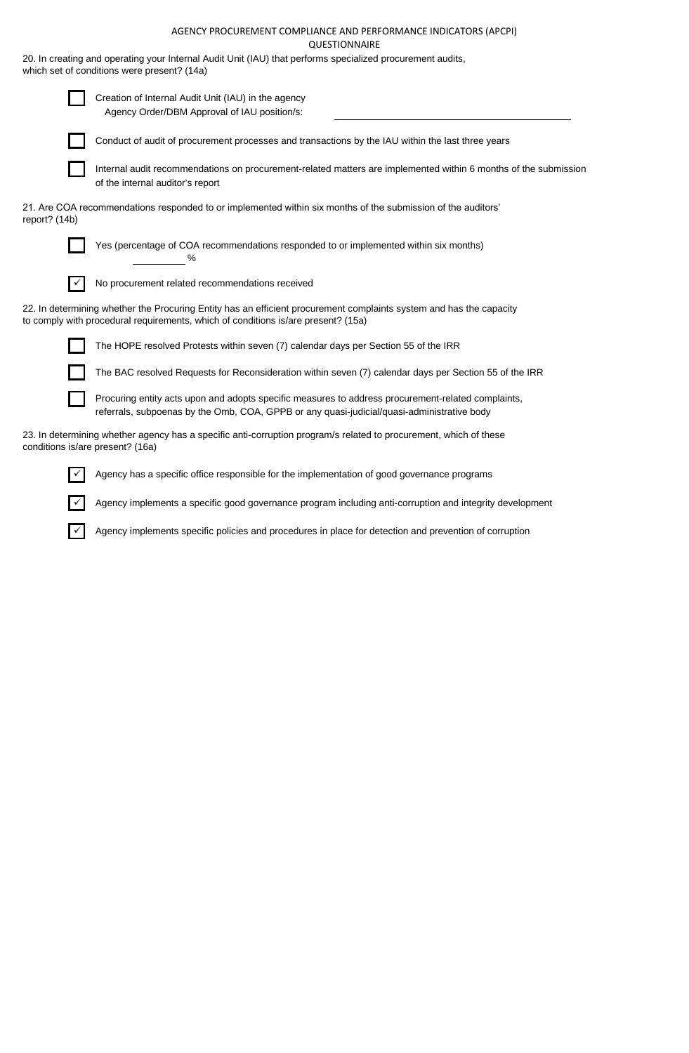AGENCY PROCUREMENT COMPLIANCE AND PERFORMANCE INDICATORS (APCPI)
QUESTIONNAIRE

20. In creating and operating your Internal Audit Unit (IAU) that performs specialized procurement audits, which set of conditions were present? (14a)

- [ ] Creation of Internal Audit Unit (IAU) in the agency
  Agency Order/DBM Approval of IAU position/s: ____________________
- [ ] Conduct of audit of procurement processes and transactions by the IAU within the last three years
- [ ] Internal audit recommendations on procurement-related matters are implemented within 6 months of the submission of the internal auditor's report

21. Are COA recommendations responded to or implemented within six months of the submission of the auditors' report? (14b)

- [ ] Yes (percentage of COA recommendations responded to or implemented within six months)
  ________ %
- [x] No procurement related recommendations received

22. In determining whether the Procuring Entity has an efficient procurement complaints system and has the capacity to comply with procedural requirements, which of conditions is/are present? (15a)

- [ ] The HOPE resolved Protests within seven (7) calendar days per Section 55 of the IRR
- [ ] The BAC resolved Requests for Reconsideration within seven (7) calendar days per Section 55 of the IRR
- [ ] Procuring entity acts upon and adopts specific measures to address procurement-related complaints, referrals, subpoenas by the Omb, COA, GPPB or any quasi-judicial/quasi-administrative body

23. In determining whether agency has a specific anti-corruption program/s related to procurement, which of these conditions is/are present? (16a)

- [x] Agency has a specific office responsible for the implementation of good governance programs
- [x] Agency implements a specific good governance program including anti-corruption and integrity development
- [x] Agency implements specific policies and procedures in place for detection and prevention of corruption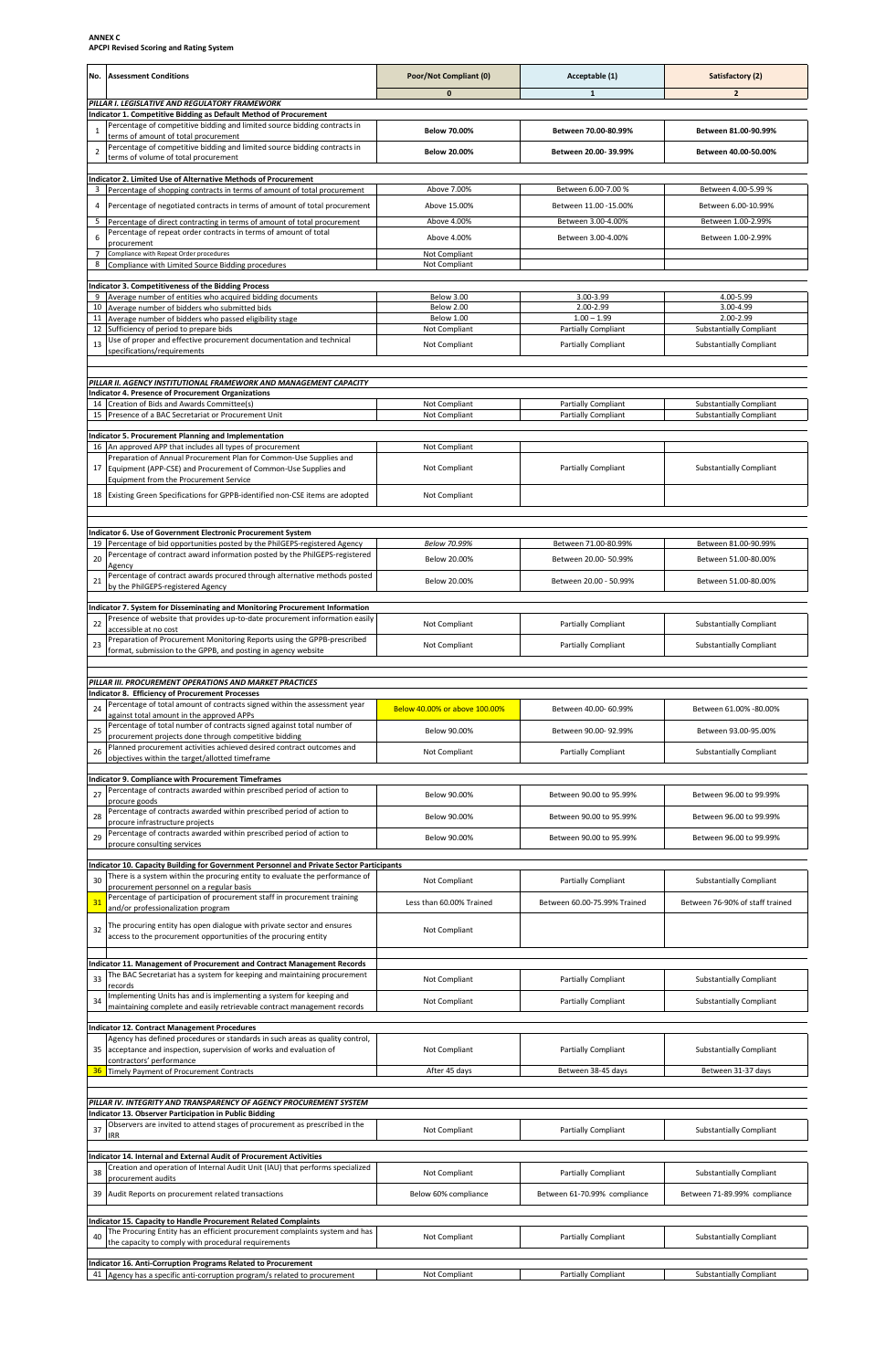**ANNEX C**
**APCPI Revised Scoring and Rating System**

| No. | Assessment Conditions | Poor/Not Compliant (0) | Acceptable (1) | Satisfactory (2) |
|---|---|---|---|---|
| | | 0 | 1 | 2 |
| | *PILLAR I. LEGISLATIVE AND REGULATORY FRAMEWORK* | | | |
| | **Indicator 1. Competitive Bidding as Default Method of Procurement** | | | |
| 1 | Percentage of competitive bidding and limited source bidding contracts in terms of amount of total procurement | **Below 70.00%** | **Between 70.00-80.99%** | **Between 81.00-90.99%** |
| 2 | Percentage of competitive bidding and limited source bidding contracts in terms of volume of total procurement | **Below 20.00%** | **Between 20.00- 39.99%** | **Between 40.00-50.00%** |
| | **Indicator 2. Limited Use of Alternative Methods of Procurement** | | | |
| 3 | Percentage of shopping contracts in terms of amount of total procurement | Above 7.00% | Between 6.00-7.00 % | Between 4.00-5.99 % |
| 4 | Percentage of negotiated contracts in terms of amount of total procurement | Above 15.00% | Between 11.00 -15.00% | Between 6.00-10.99% |
| 5 | Percentage of direct contracting in terms of amount of total procurement | Above 4.00% | Between 3.00-4.00% | Between 1.00-2.99% |
| 6 | Percentage of repeat order contracts in terms of amount of total procurement | Above 4.00% | Between 3.00-4.00% | Between 1.00-2.99% |
| 7 | Compliance with Repeat Order procedures | Not Compliant | | |
| 8 | Compliance with Limited Source Bidding procedures | Not Compliant | | |
| | **Indicator 3. Competitiveness of the Bidding Process** | | | |
| 9 | Average number of entities who acquired bidding documents | Below 3.00 | 3.00-3.99 | 4.00-5.99 |
| 10 | Average number of bidders who submitted bids | Below 2.00 | 2.00-2.99 | 3.00-4.99 |
| 11 | Average number of bidders who passed eligibility stage | Below 1.00 | 1.00 – 1.99 | 2.00-2.99 |
| 12 | Sufficiency of period to prepare bids | Not Compliant | Partially Compliant | Substantially Compliant |
| 13 | Use of proper and effective procurement documentation and technical specifications/requirements | Not Compliant | Partially Compliant | Substantially Compliant |
| | *PILLAR II. AGENCY INSTITUTIONAL FRAMEWORK AND MANAGEMENT CAPACITY* | | | |
| | **Indicator 4. Presence of Procurement Organizations** | | | |
| 14 | Creation of Bids and Awards Committee(s) | Not Compliant | Partially Compliant | Substantially Compliant |
| 15 | Presence of a BAC Secretariat or Procurement Unit | Not Compliant | Partially Compliant | Substantially Compliant |
| | **Indicator 5. Procurement Planning and Implementation** | | | |
| 16 | An approved APP that includes all types of procurement | Not Compliant | | |
| 17 | Preparation of Annual Procurement Plan for Common-Use Supplies and Equipment (APP-CSE) and Procurement of Common-Use Supplies and Equipment from the Procurement Service | Not Compliant | Partially Compliant | Substantially Compliant |
| 18 | Existing Green Specifications for GPPB-identified non-CSE items are adopted | Not Compliant | | |
| | **Indicator 6. Use of Government Electronic Procurement System** | | | |
| 19 | Percentage of bid opportunities posted by the PhilGEPS-registered Agency | *Below 70.99%* | Between 71.00-80.99% | Between 81.00-90.99% |
| 20 | Percentage of contract award information posted by the PhilGEPS-registered Agency | Below 20.00% | Between 20.00- 50.99% | Between 51.00-80.00% |
| 21 | Percentage of contract awards procured through alternative methods posted by the PhilGEPS-registered Agency | Below 20.00% | Between 20.00 - 50.99% | Between 51.00-80.00% |
| | **Indicator 7. System for Disseminating and Monitoring Procurement Information** | | | |
| 22 | Presence of website that provides up-to-date procurement information easily accessible at no cost | Not Compliant | Partially Compliant | Substantially Compliant |
| 23 | Preparation of Procurement Monitoring Reports using the GPPB-prescribed format, submission to the GPPB, and posting in agency website | Not Compliant | Partially Compliant | Substantially Compliant |
| | *PILLAR III. PROCUREMENT OPERATIONS AND MARKET PRACTICES* | | | |
| | **Indicator 8. Efficiency of Procurement Processes** | | | |
| 24 | Percentage of total amount of contracts signed within the assessment year against total amount in the approved APPs | Below 40.00% or above 100.00% | Between 40.00- 60.99% | Between 61.00% -80.00% |
| 25 | Percentage of total number of contracts signed against total number of procurement projects done through competitive bidding | Below 90.00% | Between 90.00- 92.99% | Between 93.00-95.00% |
| 26 | Planned procurement activities achieved desired contract outcomes and objectives within the target/allotted timeframe | Not Compliant | Partially Compliant | Substantially Compliant |
| | **Indicator 9. Compliance with Procurement Timeframes** | | | |
| 27 | Percentage of contracts awarded within prescribed period of action to procure goods | Below 90.00% | Between 90.00 to 95.99% | Between 96.00 to 99.99% |
| 28 | Percentage of contracts awarded within prescribed period of action to procure infrastructure projects | Below 90.00% | Between 90.00 to 95.99% | Between 96.00 to 99.99% |
| 29 | Percentage of contracts awarded within prescribed period of action to procure consulting services | Below 90.00% | Between 90.00 to 95.99% | Between 96.00 to 99.99% |
| | **Indicator 10. Capacity Building for Government Personnel and Private Sector Participants** | | | |
| 30 | There is a system within the procuring entity to evaluate the performance of procurement personnel on a regular basis | Not Compliant | Partially Compliant | Substantially Compliant |
| 31 | Percentage of participation of procurement staff in procurement training and/or professionalization program | Less than 60.00% Trained | Between 60.00-75.99% Trained | Between 76-90% of staff trained |
| 32 | The procuring entity has open dialogue with private sector and ensures access to the procurement opportunities of the procuring entity | Not Compliant | | |
| | **Indicator 11. Management of Procurement and Contract Management Records** | | | |
| 33 | The BAC Secretariat has a system for keeping and maintaining procurement records | Not Compliant | Partially Compliant | Substantially Compliant |
| 34 | Implementing Units has and is implementing a system for keeping and maintaining complete and easily retrievable contract management records | Not Compliant | Partially Compliant | Substantially Compliant |
| | **Indicator 12. Contract Management Procedures** | | | |
| 35 | Agency has defined procedures or standards in such areas as quality control, acceptance and inspection, supervision of works and evaluation of contractors' performance | Not Compliant | Partially Compliant | Substantially Compliant |
| 36 | Timely Payment of Procurement Contracts | After 45 days | Between 38-45 days | Between 31-37 days |
| | *PILLAR IV. INTEGRITY AND TRANSPARENCY OF AGENCY PROCUREMENT SYSTEM* | | | |
| | **Indicator 13. Observer Participation in Public Bidding** | | | |
| 37 | Observers are invited to attend stages of procurement as prescribed in the IRR | Not Compliant | Partially Compliant | Substantially Compliant |
| | **Indicator 14. Internal and External Audit of Procurement Activities** | | | |
| 38 | Creation and operation of Internal Audit Unit (IAU) that performs specialized procurement audits | Not Compliant | Partially Compliant | Substantially Compliant |
| 39 | Audit Reports on procurement related transactions | Below 60% compliance | Between 61-70.99% compliance | Between 71-89.99% compliance |
| | **Indicator 15. Capacity to Handle Procurement Related Complaints** | | | |
| 40 | The Procuring Entity has an efficient procurement complaints system and has the capacity to comply with procedural requirements | Not Compliant | Partially Compliant | Substantially Compliant |
| | **Indicator 16. Anti-Corruption Programs Related to Procurement** | | | |
| 41 | Agency has a specific anti-corruption program/s related to procurement | Not Compliant | Partially Compliant | Substantially Compliant |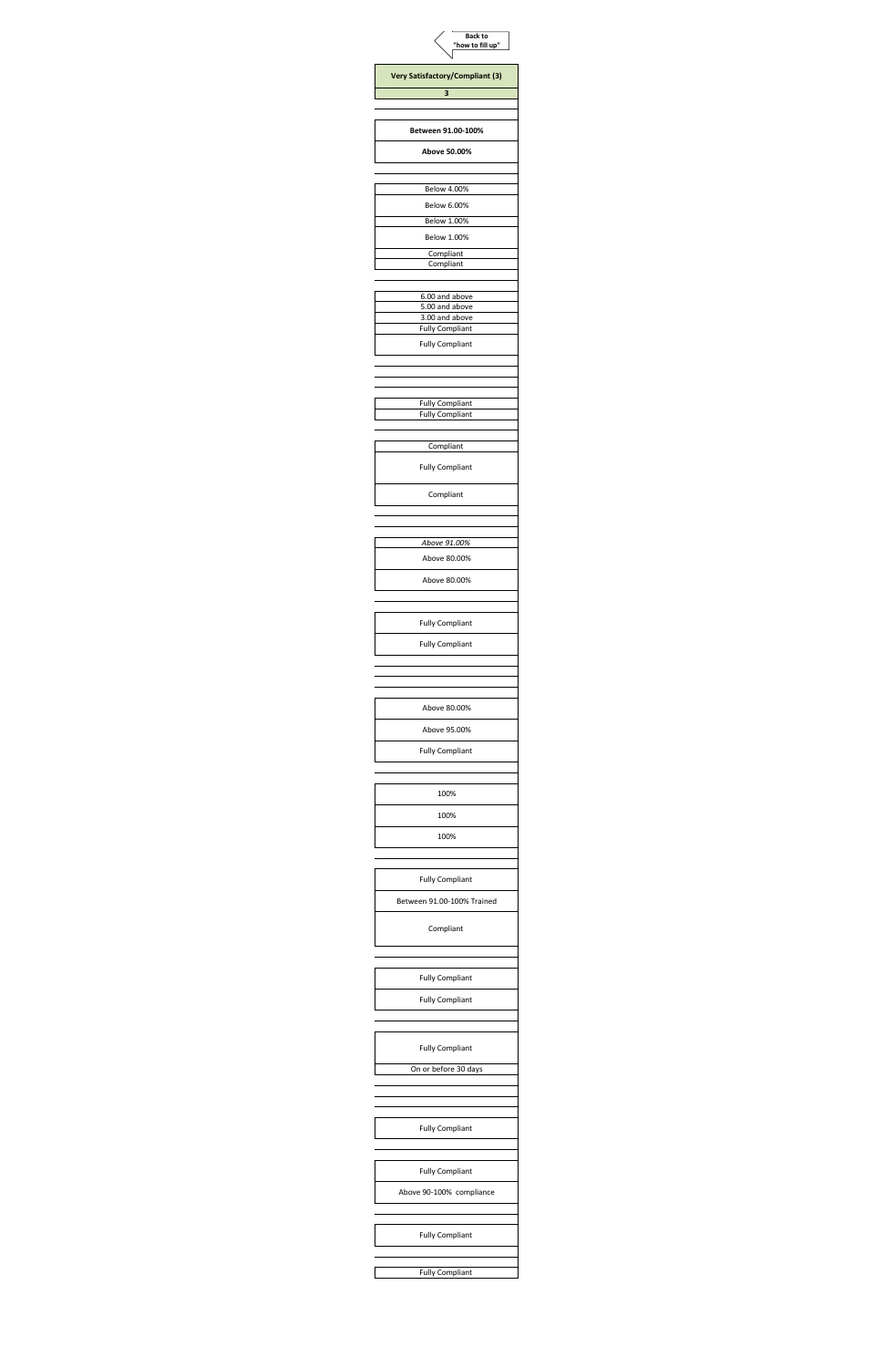Back to "how to fill up"

| Very Satisfactory/Compliant (3) |
|---|
| 3 |
| |
| **Between 91.00-100%** |
| **Above 50.00%** |
| |
| Below 4.00% |
| Below 6.00% |
| Below 1.00% |
| Below 1.00% |
| Compliant |
| Compliant |
| |
| 6.00 and above |
| 5.00 and above |
| 3.00 and above |
| Fully Compliant |
| Fully Compliant |
| |
| |
| |
| Fully Compliant |
| Fully Compliant |
| |
| Compliant |
| Fully Compliant |
| Compliant |
| |
| |
| *Above 91.00%* |
| Above 80.00% |
| Above 80.00% |
| |
| Fully Compliant |
| Fully Compliant |
| |
| |
| |
| Above 80.00% |
| Above 95.00% |
| Fully Compliant |
| |
| 100% |
| 100% |
| 100% |
| |
| Fully Compliant |
| Between 91.00-100% Trained |
| Compliant |
| |
| Fully Compliant |
| Fully Compliant |
| |
| Fully Compliant |
| On or before 30 days |
| |
| |
| Fully Compliant |
| |
| Fully Compliant |
| Above 90-100% compliance |
| |
| Fully Compliant |
| |
| Fully Compliant |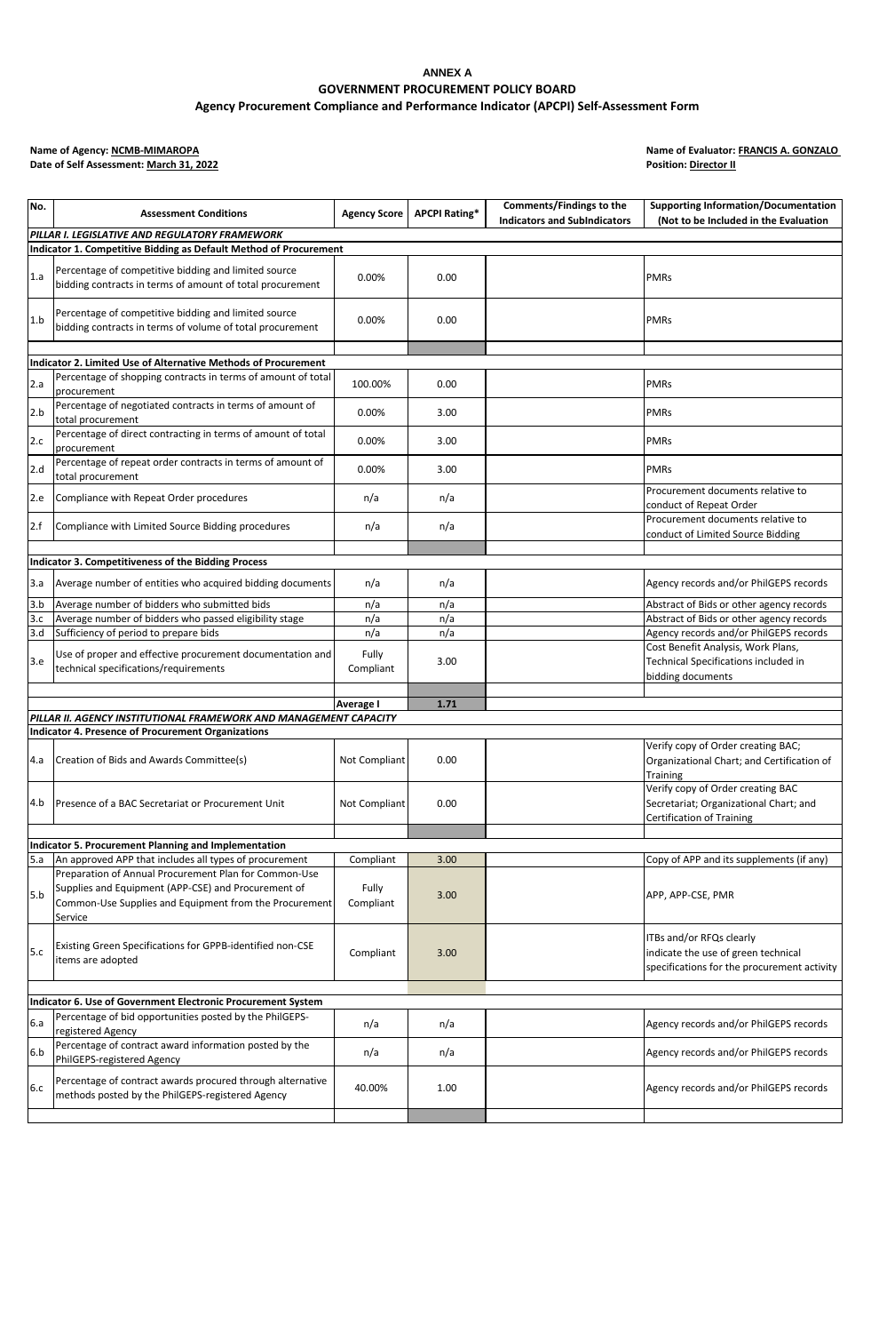**ANNEX A**

**GOVERNMENT PROCUREMENT POLICY BOARD**

**Agency Procurement Compliance and Performance Indicator (APCPI) Self-Assessment Form**

**Name of Agency: NCMB-MIMAROPA**
**Date of Self Assessment: March 31, 2022**

**Name of Evaluator: FRANCIS A. GONZALO**
**Position: Director II**

| No. | Assessment Conditions | Agency Score | APCPI Rating* | Comments/Findings to the Indicators and SubIndicators | Supporting Information/Documentation (Not to be Included in the Evaluation |
|---|---|---|---|---|---|
| ***PILLAR I. LEGISLATIVE AND REGULATORY FRAMEWORK*** | | | | | |
| **Indicator 1. Competitive Bidding as Default Method of Procurement** | | | | | |
| 1.a | Percentage of competitive bidding and limited source bidding contracts in terms of amount of total procurement | 0.00% | 0.00 | | PMRs |
| 1.b | Percentage of competitive bidding and limited source bidding contracts in terms of volume of total procurement | 0.00% | 0.00 | | PMRs |
| | | | | | |
| **Indicator 2. Limited Use of Alternative Methods of Procurement** | | | | | |
| 2.a | Percentage of shopping contracts in terms of amount of total procurement | 100.00% | 0.00 | | PMRs |
| 2.b | Percentage of negotiated contracts in terms of amount of total procurement | 0.00% | 3.00 | | PMRs |
| 2.c | Percentage of direct contracting in terms of amount of total procurement | 0.00% | 3.00 | | PMRs |
| 2.d | Percentage of repeat order contracts in terms of amount of total procurement | 0.00% | 3.00 | | PMRs |
| 2.e | Compliance with Repeat Order procedures | n/a | n/a | | Procurement documents relative to conduct of Repeat Order |
| 2.f | Compliance with Limited Source Bidding procedures | n/a | n/a | | Procurement documents relative to conduct of Limited Source Bidding |
| | | | | | |
| **Indicator 3. Competitiveness of the Bidding Process** | | | | | |
| 3.a | Average number of entities who acquired bidding documents | n/a | n/a | | Agency records and/or PhilGEPS records |
| 3.b | Average number of bidders who submitted bids | n/a | n/a | | Abstract of Bids or other agency records |
| 3.c | Average number of bidders who passed eligibility stage | n/a | n/a | | Abstract of Bids or other agency records |
| 3.d | Sufficiency of period to prepare bids | n/a | n/a | | Agency records and/or PhilGEPS records |
| 3.e | Use of proper and effective procurement documentation and technical specifications/requirements | Fully Compliant | 3.00 | | Cost Benefit Analysis, Work Plans, Technical Specifications included in bidding documents |
| | | | | | |
| | | **Average I** | **1.71** | | |
| ***PILLAR II. AGENCY INSTITUTIONAL FRAMEWORK AND MANAGEMENT CAPACITY*** | | | | | |
| **Indicator 4. Presence of Procurement Organizations** | | | | | |
| 4.a | Creation of Bids and Awards Committee(s) | Not Compliant | 0.00 | | Verify copy of Order creating BAC; Organizational Chart; and Certification of Training |
| 4.b | Presence of a BAC Secretariat or Procurement Unit | Not Compliant | 0.00 | | Verify copy of Order creating BAC Secretariat; Organizational Chart; and Certification of Training |
| | | | | | |
| **Indicator 5. Procurement Planning and Implementation** | | | | | |
| 5.a | An approved APP that includes all types of procurement | Compliant | 3.00 | | Copy of APP and its supplements (if any) |
| 5.b | Preparation of Annual Procurement Plan for Common-Use Supplies and Equipment (APP-CSE) and Procurement of Common-Use Supplies and Equipment from the Procurement Service | Fully Compliant | 3.00 | | APP, APP-CSE, PMR |
| 5.c | Existing Green Specifications for GPPB-identified non-CSE items are adopted | Compliant | 3.00 | | ITBs and/or RFQs clearly indicate the use of green technical specifications for the procurement activity |
| | | | | | |
| **Indicator 6. Use of Government Electronic Procurement System** | | | | | |
| 6.a | Percentage of bid opportunities posted by the PhilGEPS-registered Agency | n/a | n/a | | Agency records and/or PhilGEPS records |
| 6.b | Percentage of contract award information posted by the PhilGEPS-registered Agency | n/a | n/a | | Agency records and/or PhilGEPS records |
| 6.c | Percentage of contract awards procured through alternative methods posted by the PhilGEPS-registered Agency | 40.00% | 1.00 | | Agency records and/or PhilGEPS records |
| | | | | | |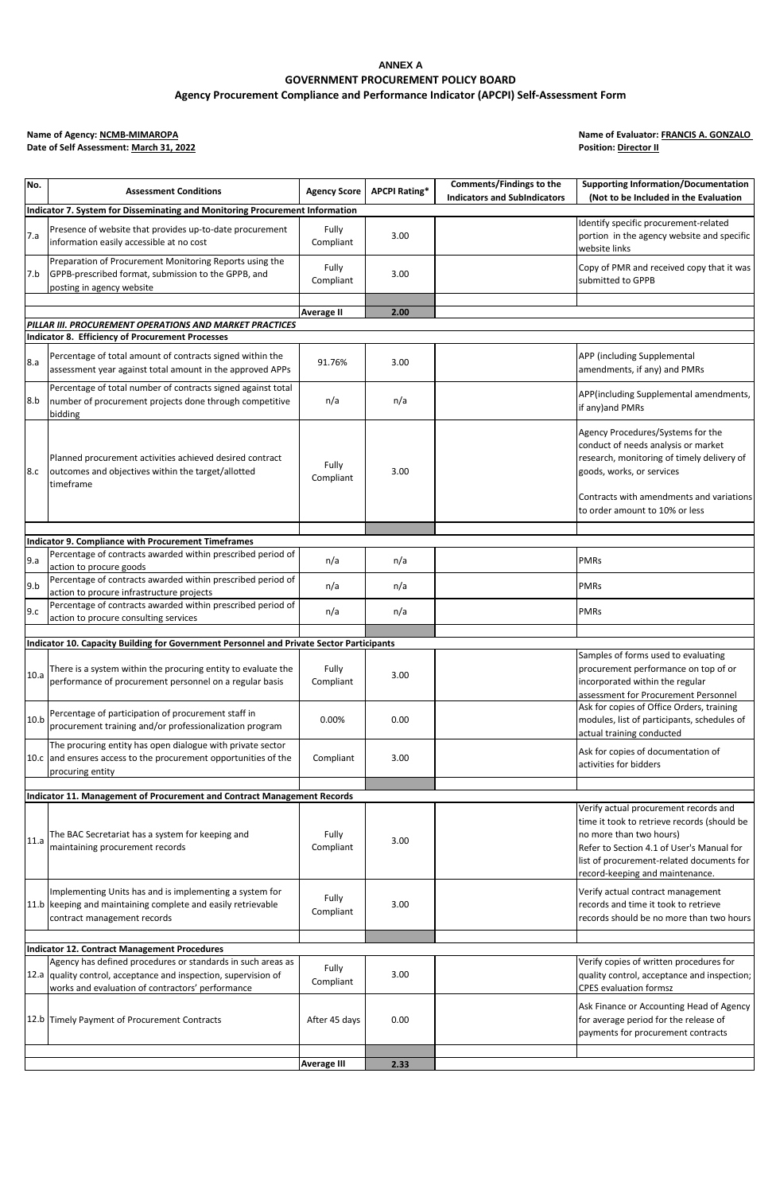**ANNEX A**
**GOVERNMENT PROCUREMENT POLICY BOARD**
**Agency Procurement Compliance and Performance Indicator (APCPI) Self-Assessment Form**

**Name of Agency: NCMB-MIMAROPA**
**Date of Self Assessment: March 31, 2022**

**Name of Evaluator: FRANCIS A. GONZALO**
**Position: Director II**

| No. | Assessment Conditions | Agency Score | APCPI Rating* | Comments/Findings to the Indicators and SubIndicators | Supporting Information/Documentation (Not to be Included in the Evaluation |
|---|---|---|---|---|---|
| **Indicator 7. System for Disseminating and Monitoring Procurement Information** | | | | | |
| 7.a | Presence of website that provides up-to-date procurement information easily accessible at no cost | Fully Compliant | 3.00 | | Identify specific procurement-related portion in the agency website and specific website links |
| 7.b | Preparation of Procurement Monitoring Reports using the GPPB-prescribed format, submission to the GPPB, and posting in agency website | Fully Compliant | 3.00 | | Copy of PMR and received copy that it was submitted to GPPB |
| | | | | | |
| | | **Average II** | **2.00** | | |
| ***PILLAR III. PROCUREMENT OPERATIONS AND MARKET PRACTICES*** | | | | | |
| **Indicator 8. Efficiency of Procurement Processes** | | | | | |
| 8.a | Percentage of total amount of contracts signed within the assessment year against total amount in the approved APPs | 91.76% | 3.00 | | APP (including Supplemental amendments, if any) and PMRs |
| 8.b | Percentage of total number of contracts signed against total number of procurement projects done through competitive bidding | n/a | n/a | | APP(including Supplemental amendments, if any)and PMRs |
| 8.c | Planned procurement activities achieved desired contract outcomes and objectives within the target/allotted timeframe | Fully Compliant | 3.00 | | Agency Procedures/Systems for the conduct of needs analysis or market research, monitoring of timely delivery of goods, works, or services<br><br>Contracts with amendments and variations to order amount to 10% or less |
| | | | | | |
| **Indicator 9. Compliance with Procurement Timeframes** | | | | | |
| 9.a | Percentage of contracts awarded within prescribed period of action to procure goods | n/a | n/a | | PMRs |
| 9.b | Percentage of contracts awarded within prescribed period of action to procure infrastructure projects | n/a | n/a | | PMRs |
| 9.c | Percentage of contracts awarded within prescribed period of action to procure consulting services | n/a | n/a | | PMRs |
| | | | | | |
| **Indicator 10. Capacity Building for Government Personnel and Private Sector Participants** | | | | | |
| 10.a | There is a system within the procuring entity to evaluate the performance of procurement personnel on a regular basis | Fully Compliant | 3.00 | | Samples of forms used to evaluating procurement performance on top of or incorporated within the regular assessment for Procurement Personnel |
| 10.b | Percentage of participation of procurement staff in procurement training and/or professionalization program | 0.00% | 0.00 | | Ask for copies of Office Orders, training modules, list of participants, schedules of actual training conducted |
| 10.c | The procuring entity has open dialogue with private sector and ensures access to the procurement opportunities of the procuring entity | Compliant | 3.00 | | Ask for copies of documentation of activities for bidders |
| | | | | | |
| **Indicator 11. Management of Procurement and Contract Management Records** | | | | | |
| 11.a | The BAC Secretariat has a system for keeping and maintaining procurement records | Fully Compliant | 3.00 | | Verify actual procurement records and time it took to retrieve records (should be no more than two hours)<br>Refer to Section 4.1 of User's Manual for list of procurement-related documents for record-keeping and maintenance. |
| 11.b | Implementing Units has and is implementing a system for keeping and maintaining complete and easily retrievable contract management records | Fully Compliant | 3.00 | | Verify actual contract management records and time it took to retrieve records should be no more than two hours |
| | | | | | |
| **Indicator 12. Contract Management Procedures** | | | | | |
| 12.a | Agency has defined procedures or standards in such areas as quality control, acceptance and inspection, supervision of works and evaluation of contractors' performance | Fully Compliant | 3.00 | | Verify copies of written procedures for quality control, acceptance and inspection; CPES evaluation formsz |
| 12.b | Timely Payment of Procurement Contracts | After 45 days | 0.00 | | Ask Finance or Accounting Head of Agency for average period for the release of payments for procurement contracts |
| | | | | | |
| | | **Average III** | **2.33** | | |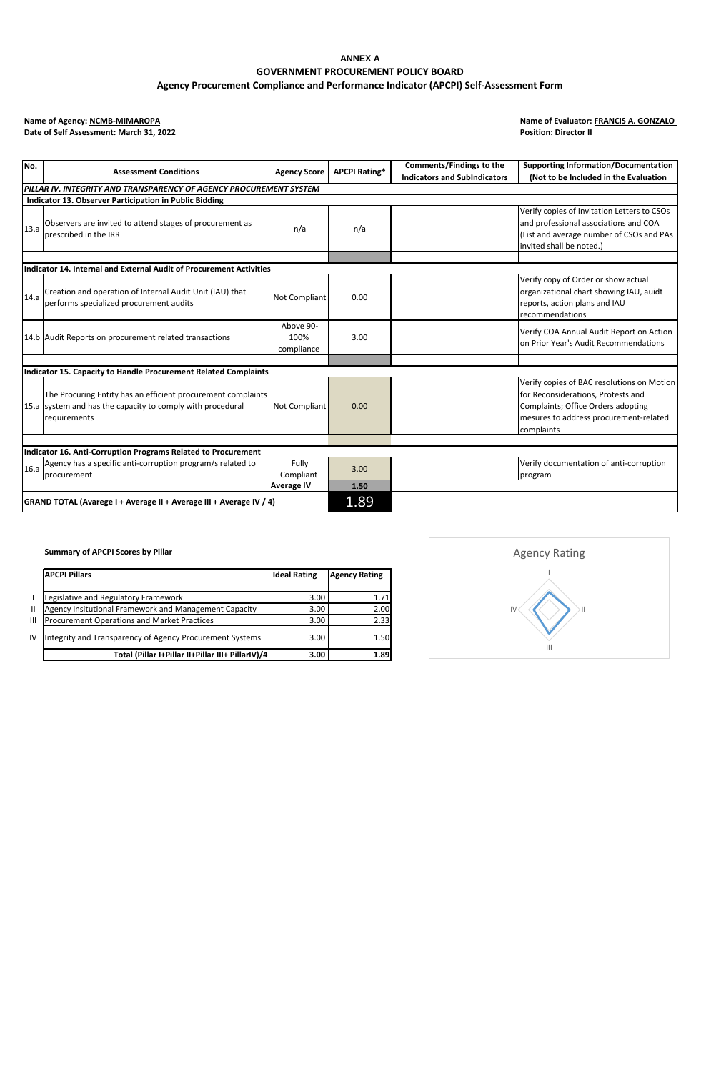**ANNEX A**

**GOVERNMENT PROCUREMENT POLICY BOARD**

**Agency Procurement Compliance and Performance Indicator (APCPI) Self-Assessment Form**

**Name of Agency: NCMB-MIMAROPA**
**Date of Self Assessment: March 31, 2022**

**Name of Evaluator: FRANCIS A. GONZALO**
**Position: Director II**

| No. | Assessment Conditions | Agency Score | APCPI Rating* | Comments/Findings to the Indicators and SubIndicators | Supporting Information/Documentation (Not to be Included in the Evaluation |
|---|---|---|---|---|---|
| ***PILLAR IV. INTEGRITY AND TRANSPARENCY OF AGENCY PROCUREMENT SYSTEM*** | | | | | |
| **Indicator 13. Observer Participation in Public Bidding** | | | | | |
| 13.a | Observers are invited to attend stages of procurement as prescribed in the IRR | n/a | n/a | | Verify copies of Invitation Letters to CSOs and professional associations and COA (List and average number of CSOs and PAs invited shall be noted.) |
| | | | | | |
| **Indicator 14. Internal and External Audit of Procurement Activities** | | | | | |
| 14.a | Creation and operation of Internal Audit Unit (IAU) that performs specialized procurement audits | Not Compliant | 0.00 | | Verify copy of Order or show actual organizational chart showing IAU, auidt reports, action plans and IAU recommendations |
| 14.b | Audit Reports on procurement related transactions | Above 90-100% compliance | 3.00 | | Verify COA Annual Audit Report on Action on Prior Year's Audit Recommendations |
| | | | | | |
| **Indicator 15. Capacity to Handle Procurement Related Complaints** | | | | | |
| 15.a | The Procuring Entity has an efficient procurement complaints system and has the capacity to comply with procedural requirements | Not Compliant | 0.00 | | Verify copies of BAC resolutions on Motion for Reconsiderations, Protests and Complaints; Office Orders adopting mesures to address procurement-related complaints |
| | | | | | |
| **Indicator 16. Anti-Corruption Programs Related to Procurement** | | | | | |
| 16.a | Agency has a specific anti-corruption program/s related to procurement | Fully Compliant | 3.00 | | Verify documentation of anti-corruption program |
| | | **Average IV** | **1.50** | | |
| **GRAND TOTAL (Avarege I + Average II + Average III + Average IV / 4)** | | | 1.89 | | |

**Summary of APCPI Scores by Pillar**

| | APCPI Pillars | Ideal Rating | Agency Rating |
|---|---|---|---|
| I | Legislative and Regulatory Framework | 3.00 | 1.71 |
| II | Agency Insitutional Framework and Management Capacity | 3.00 | 2.00 |
| III | Procurement Operations and Market Practices | 3.00 | 2.33 |
| IV | Integrity and Transparency of Agency Procurement Systems | 3.00 | 1.50 |
| | **Total (Pillar I+Pillar II+Pillar III+ PillarIV)/4** | **3.00** | **1.89** |

Agency Rating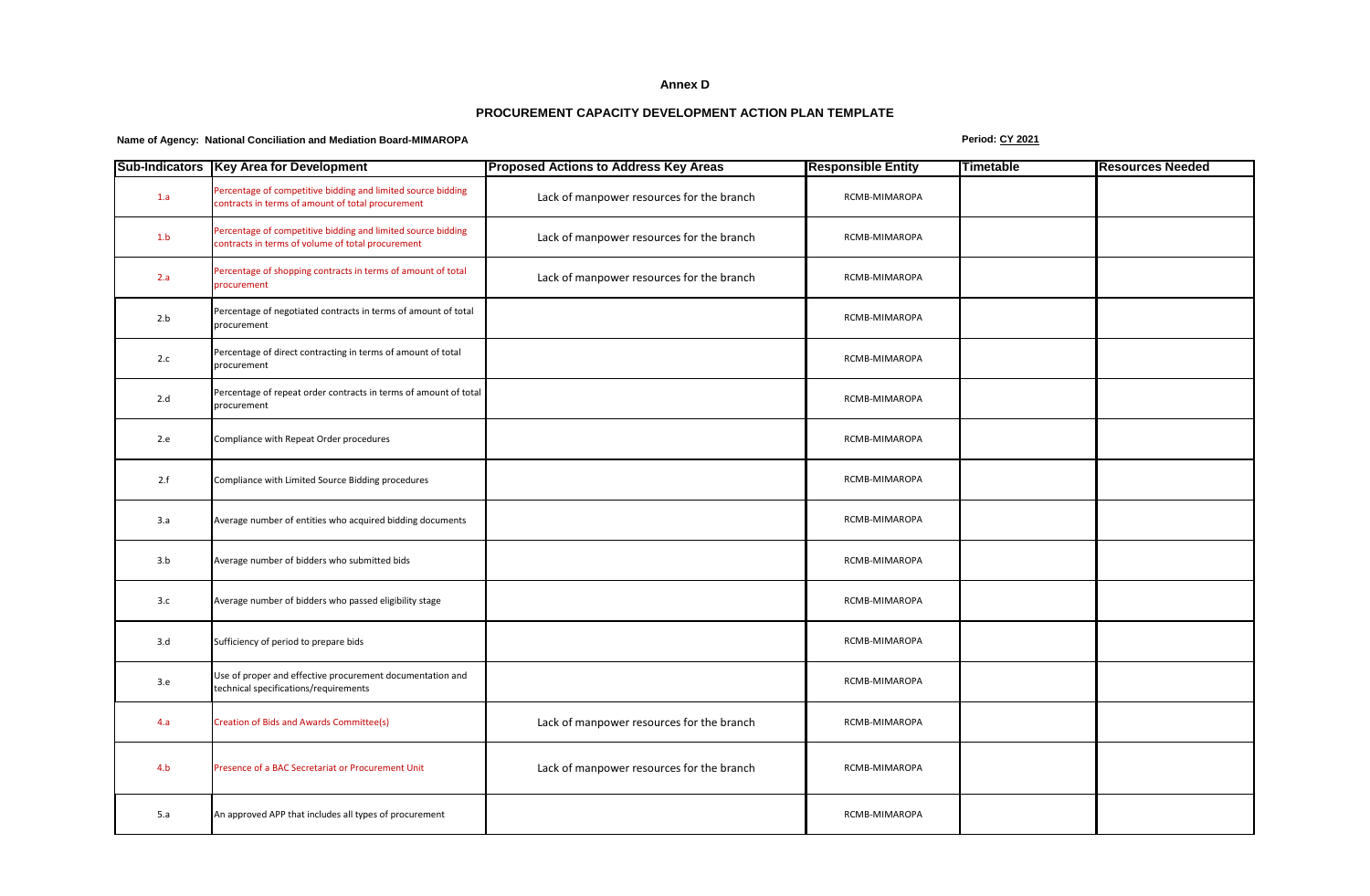**Annex D**

**PROCUREMENT CAPACITY DEVELOPMENT ACTION PLAN TEMPLATE**

**Name of Agency: National Conciliation and Mediation Board-MIMAROPA**

**Period: CY 2021**

| Sub-Indicators | Key Area for Development | Proposed Actions to Address Key Areas | Responsible Entity | Timetable | Resources Needed |
|---|---|---|---|---|---|
| 1.a | Percentage of competitive bidding and limited source bidding contracts in terms of amount of total procurement | Lack of manpower resources for the branch | RCMB-MIMAROPA | | |
| 1.b | Percentage of competitive bidding and limited source bidding contracts in terms of volume of total procurement | Lack of manpower resources for the branch | RCMB-MIMAROPA | | |
| 2.a | Percentage of shopping contracts in terms of amount of total procurement | Lack of manpower resources for the branch | RCMB-MIMAROPA | | |
| 2.b | Percentage of negotiated contracts in terms of amount of total procurement | | RCMB-MIMAROPA | | |
| 2.c | Percentage of direct contracting in terms of amount of total procurement | | RCMB-MIMAROPA | | |
| 2.d | Percentage of repeat order contracts in terms of amount of total procurement | | RCMB-MIMAROPA | | |
| 2.e | Compliance with Repeat Order procedures | | RCMB-MIMAROPA | | |
| 2.f | Compliance with Limited Source Bidding procedures | | RCMB-MIMAROPA | | |
| 3.a | Average number of entities who acquired bidding documents | | RCMB-MIMAROPA | | |
| 3.b | Average number of bidders who submitted bids | | RCMB-MIMAROPA | | |
| 3.c | Average number of bidders who passed eligibility stage | | RCMB-MIMAROPA | | |
| 3.d | Sufficiency of period to prepare bids | | RCMB-MIMAROPA | | |
| 3.e | Use of proper and effective procurement documentation and technical specifications/requirements | | RCMB-MIMAROPA | | |
| 4.a | Creation of Bids and Awards Committee(s) | Lack of manpower resources for the branch | RCMB-MIMAROPA | | |
| 4.b | Presence of a BAC Secretariat or Procurement Unit | Lack of manpower resources for the branch | RCMB-MIMAROPA | | |
| 5.a | An approved APP that includes all types of procurement | | RCMB-MIMAROPA | | |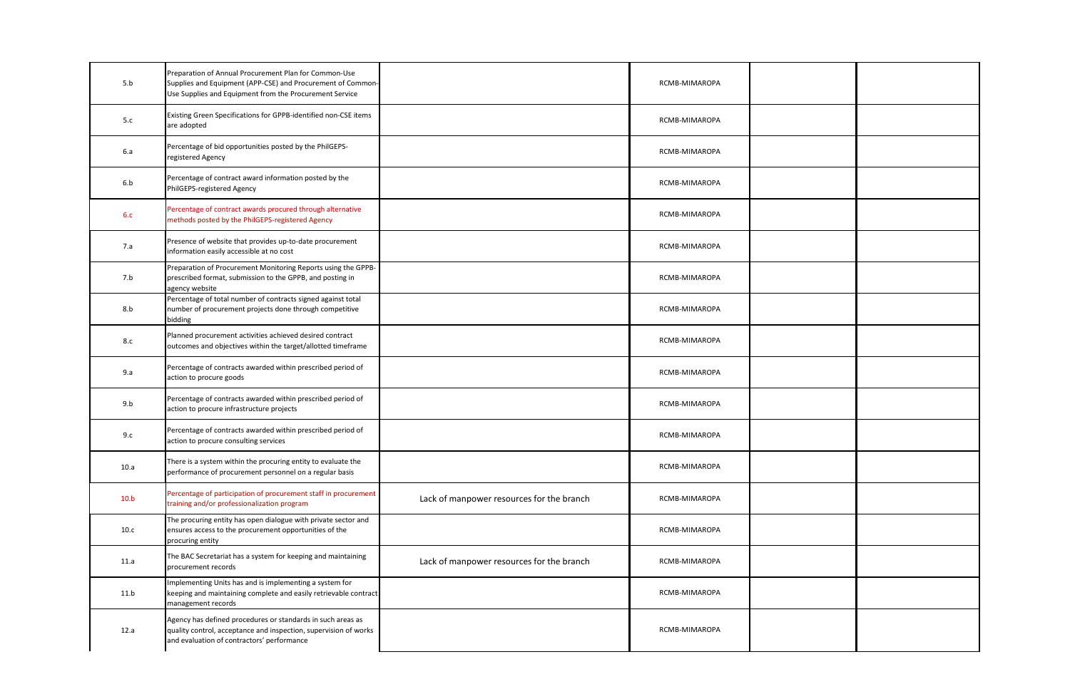| | | | | | |
|---|---|---|---|---|---|
| 5.b | Preparation of Annual Procurement Plan for Common-Use Supplies and Equipment (APP-CSE) and Procurement of Common-Use Supplies and Equipment from the Procurement Service | | RCMB-MIMAROPA | | |
| 5.c | Existing Green Specifications for GPPB-identified non-CSE items are adopted | | RCMB-MIMAROPA | | |
| 6.a | Percentage of bid opportunities posted by the PhilGEPS-registered Agency | | RCMB-MIMAROPA | | |
| 6.b | Percentage of contract award information posted by the PhilGEPS-registered Agency | | RCMB-MIMAROPA | | |
| 6.c | Percentage of contract awards procured through alternative methods posted by the PhilGEPS-registered Agency | | RCMB-MIMAROPA | | |
| 7.a | Presence of website that provides up-to-date procurement information easily accessible at no cost | | RCMB-MIMAROPA | | |
| 7.b | Preparation of Procurement Monitoring Reports using the GPPB-prescribed format, submission to the GPPB, and posting in agency website | | RCMB-MIMAROPA | | |
| 8.b | Percentage of total number of contracts signed against total number of procurement projects done through competitive bidding | | RCMB-MIMAROPA | | |
| 8.c | Planned procurement activities achieved desired contract outcomes and objectives within the target/allotted timeframe | | RCMB-MIMAROPA | | |
| 9.a | Percentage of contracts awarded within prescribed period of action to procure goods | | RCMB-MIMAROPA | | |
| 9.b | Percentage of contracts awarded within prescribed period of action to procure infrastructure projects | | RCMB-MIMAROPA | | |
| 9.c | Percentage of contracts awarded within prescribed period of action to procure consulting services | | RCMB-MIMAROPA | | |
| 10.a | There is a system within the procuring entity to evaluate the performance of procurement personnel on a regular basis | | RCMB-MIMAROPA | | |
| 10.b | Percentage of participation of procurement staff in procurement training and/or professionalization program | Lack of manpower resources for the branch | RCMB-MIMAROPA | | |
| 10.c | The procuring entity has open dialogue with private sector and ensures access to the procurement opportunities of the procuring entity | | RCMB-MIMAROPA | | |
| 11.a | The BAC Secretariat has a system for keeping and maintaining procurement records | Lack of manpower resources for the branch | RCMB-MIMAROPA | | |
| 11.b | Implementing Units has and is implementing a system for keeping and maintaining complete and easily retrievable contract management records | | RCMB-MIMAROPA | | |
| 12.a | Agency has defined procedures or standards in such areas as quality control, acceptance and inspection, supervision of works and evaluation of contractors' performance | | RCMB-MIMAROPA | | |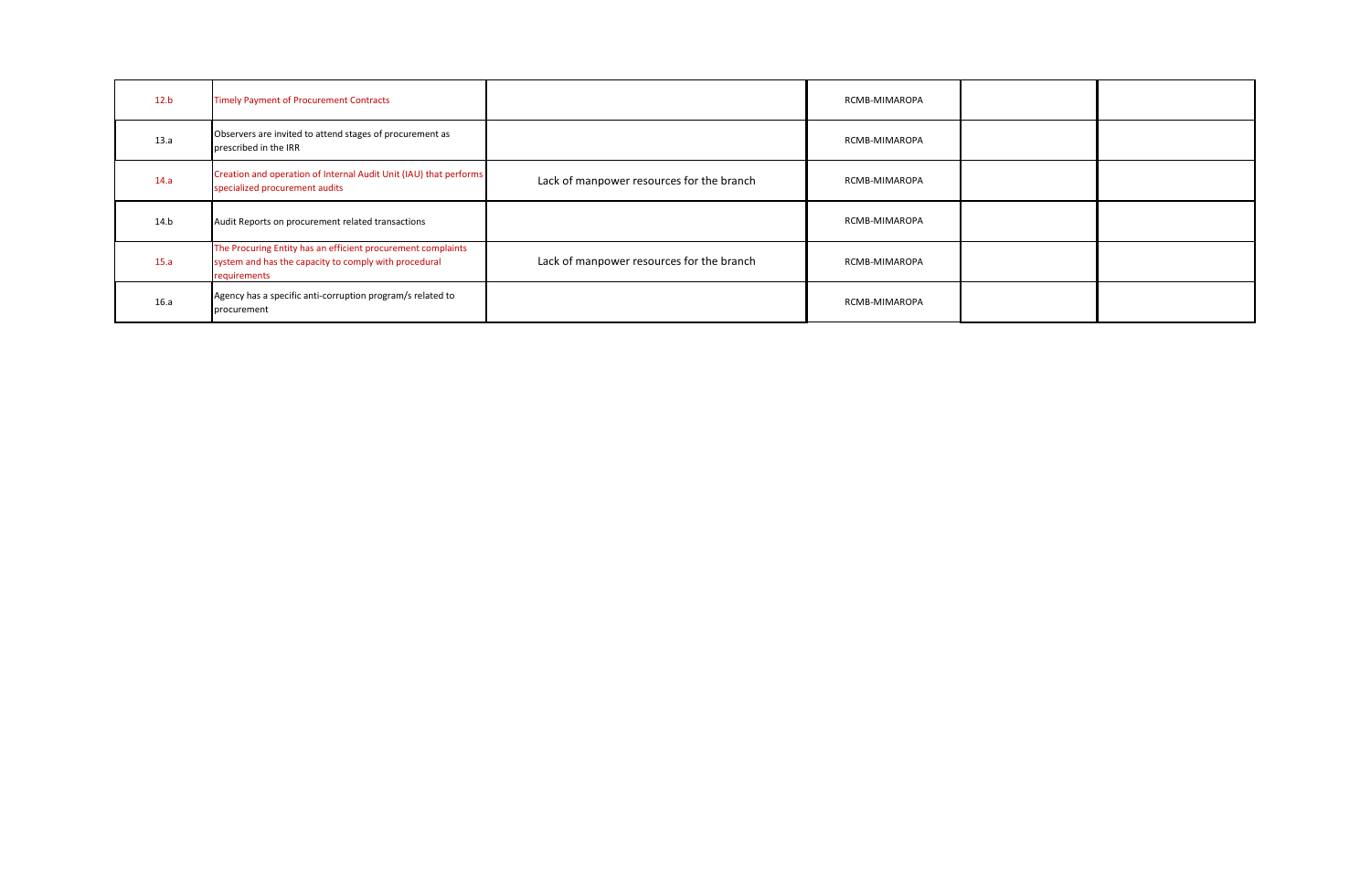| | | | | | |
|---|---|---|---|---|---|
| 12.b | Timely Payment of Procurement Contracts | | RCMB-MIMAROPA | | |
| 13.a | Observers are invited to attend stages of procurement as prescribed in the IRR | | RCMB-MIMAROPA | | |
| 14.a | Creation and operation of Internal Audit Unit (IAU) that performs specialized procurement audits | Lack of manpower resources for the branch | RCMB-MIMAROPA | | |
| 14.b | Audit Reports on procurement related transactions | | RCMB-MIMAROPA | | |
| 15.a | The Procuring Entity has an efficient procurement complaints system and has the capacity to comply with procedural requirements | Lack of manpower resources for the branch | RCMB-MIMAROPA | | |
| 16.a | Agency has a specific anti-corruption program/s related to procurement | | RCMB-MIMAROPA | | |